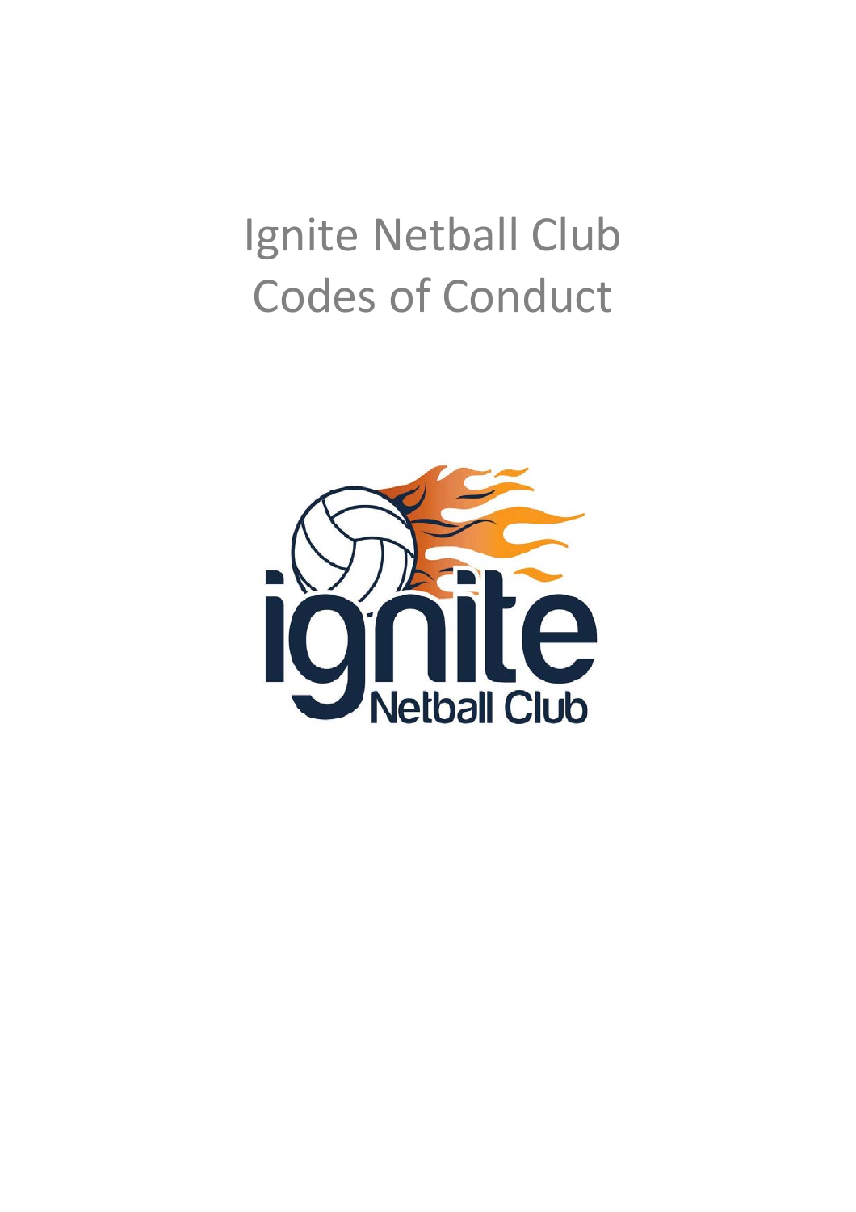# Ignite Netball Club
# Codes of Conduct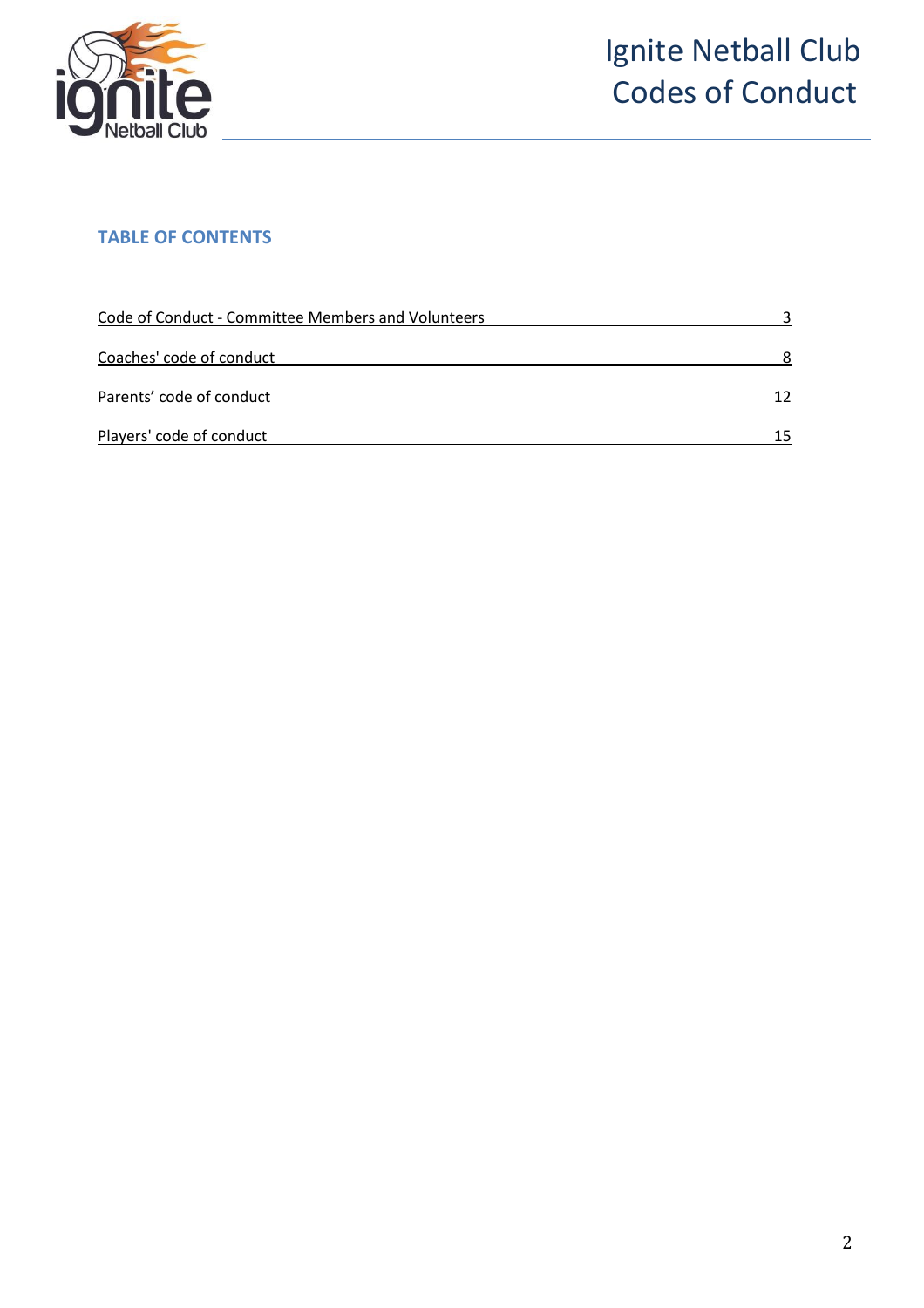## TABLE OF CONTENTS

| | |
|---|---|
| Code of Conduct - Committee Members and Volunteers | 3 |
| Coaches' code of conduct | 8 |
| Parents' code of conduct | 12 |
| Players' code of conduct | 15 |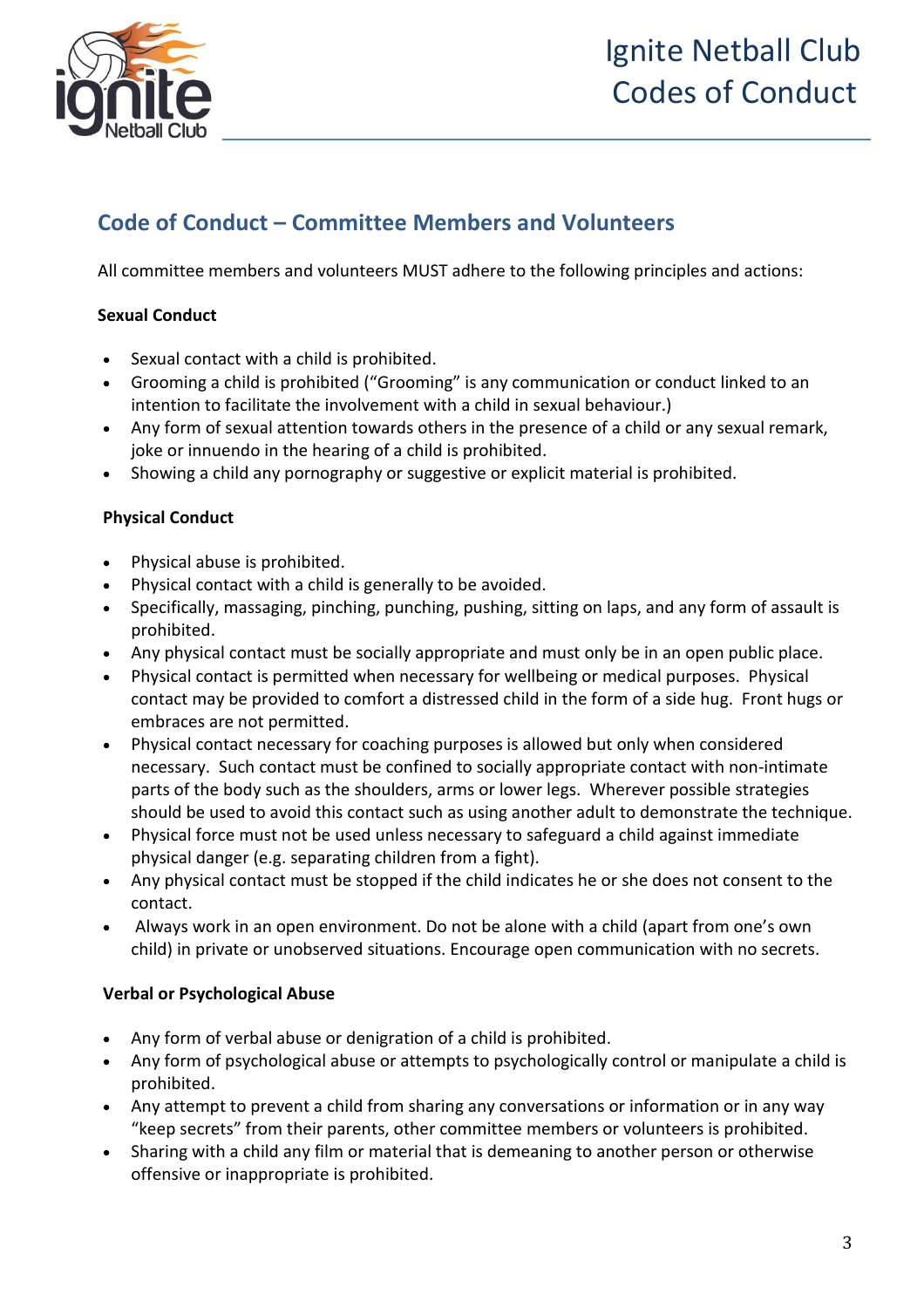## Code of Conduct – Committee Members and Volunteers

All committee members and volunteers MUST adhere to the following principles and actions:

**Sexual Conduct**

- Sexual contact with a child is prohibited.
- Grooming a child is prohibited ("Grooming" is any communication or conduct linked to an intention to facilitate the involvement with a child in sexual behaviour.)
- Any form of sexual attention towards others in the presence of a child or any sexual remark, joke or innuendo in the hearing of a child is prohibited.
- Showing a child any pornography or suggestive or explicit material is prohibited.

**Physical Conduct**

- Physical abuse is prohibited.
- Physical contact with a child is generally to be avoided.
- Specifically, massaging, pinching, punching, pushing, sitting on laps, and any form of assault is prohibited.
- Any physical contact must be socially appropriate and must only be in an open public place.
- Physical contact is permitted when necessary for wellbeing or medical purposes. Physical contact may be provided to comfort a distressed child in the form of a side hug. Front hugs or embraces are not permitted.
- Physical contact necessary for coaching purposes is allowed but only when considered necessary. Such contact must be confined to socially appropriate contact with non-intimate parts of the body such as the shoulders, arms or lower legs. Wherever possible strategies should be used to avoid this contact such as using another adult to demonstrate the technique.
- Physical force must not be used unless necessary to safeguard a child against immediate physical danger (e.g. separating children from a fight).
- Any physical contact must be stopped if the child indicates he or she does not consent to the contact.
- Always work in an open environment. Do not be alone with a child (apart from one's own child) in private or unobserved situations. Encourage open communication with no secrets.

**Verbal or Psychological Abuse**

- Any form of verbal abuse or denigration of a child is prohibited.
- Any form of psychological abuse or attempts to psychologically control or manipulate a child is prohibited.
- Any attempt to prevent a child from sharing any conversations or information or in any way "keep secrets" from their parents, other committee members or volunteers is prohibited.
- Sharing with a child any film or material that is demeaning to another person or otherwise offensive or inappropriate is prohibited.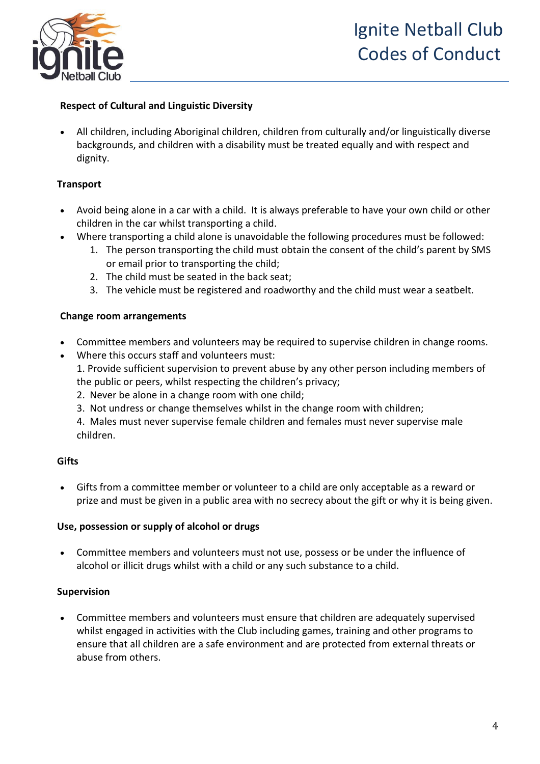**Respect of Cultural and Linguistic Diversity**

- All children, including Aboriginal children, children from culturally and/or linguistically diverse backgrounds, and children with a disability must be treated equally and with respect and dignity.

**Transport**

- Avoid being alone in a car with a child. It is always preferable to have your own child or other children in the car whilst transporting a child.
- Where transporting a child alone is unavoidable the following procedures must be followed:
  1. The person transporting the child must obtain the consent of the child's parent by SMS or email prior to transporting the child;
  2. The child must be seated in the back seat;
  3. The vehicle must be registered and roadworthy and the child must wear a seatbelt.

**Change room arrangements**

- Committee members and volunteers may be required to supervise children in change rooms.
- Where this occurs staff and volunteers must:
  1. Provide sufficient supervision to prevent abuse by any other person including members of the public or peers, whilst respecting the children's privacy;
  2. Never be alone in a change room with one child;
  3. Not undress or change themselves whilst in the change room with children;
  4. Males must never supervise female children and females must never supervise male children.

**Gifts**

- Gifts from a committee member or volunteer to a child are only acceptable as a reward or prize and must be given in a public area with no secrecy about the gift or why it is being given.

**Use, possession or supply of alcohol or drugs**

- Committee members and volunteers must not use, possess or be under the influence of alcohol or illicit drugs whilst with a child or any such substance to a child.

**Supervision**

- Committee members and volunteers must ensure that children are adequately supervised whilst engaged in activities with the Club including games, training and other programs to ensure that all children are a safe environment and are protected from external threats or abuse from others.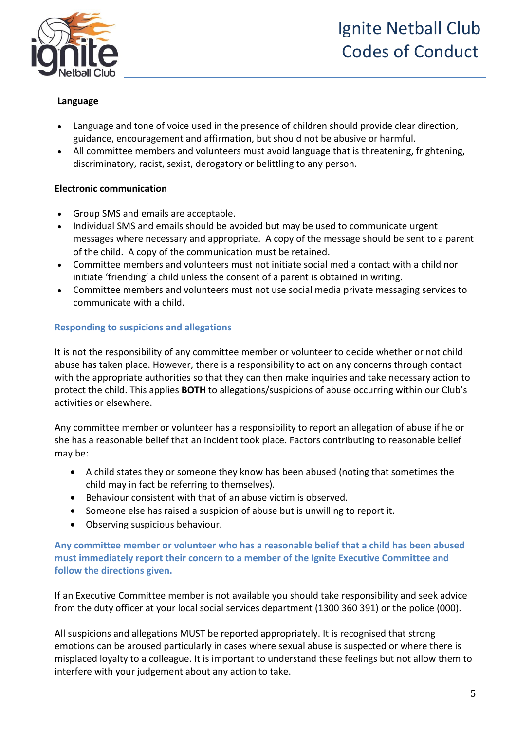**Language**

- Language and tone of voice used in the presence of children should provide clear direction, guidance, encouragement and affirmation, but should not be abusive or harmful.
- All committee members and volunteers must avoid language that is threatening, frightening, discriminatory, racist, sexist, derogatory or belittling to any person.

**Electronic communication**

- Group SMS and emails are acceptable.
- Individual SMS and emails should be avoided but may be used to communicate urgent messages where necessary and appropriate. A copy of the message should be sent to a parent of the child. A copy of the communication must be retained.
- Committee members and volunteers must not initiate social media contact with a child nor initiate 'friending' a child unless the consent of a parent is obtained in writing.
- Committee members and volunteers must not use social media private messaging services to communicate with a child.

## Responding to suspicions and allegations

It is not the responsibility of any committee member or volunteer to decide whether or not child abuse has taken place. However, there is a responsibility to act on any concerns through contact with the appropriate authorities so that they can then make inquiries and take necessary action to protect the child. This applies **BOTH** to allegations/suspicions of abuse occurring within our Club's activities or elsewhere.

Any committee member or volunteer has a responsibility to report an allegation of abuse if he or she has a reasonable belief that an incident took place. Factors contributing to reasonable belief may be:

- A child states they or someone they know has been abused (noting that sometimes the child may in fact be referring to themselves).
- Behaviour consistent with that of an abuse victim is observed.
- Someone else has raised a suspicion of abuse but is unwilling to report it.
- Observing suspicious behaviour.

**Any committee member or volunteer who has a reasonable belief that a child has been abused must immediately report their concern to a member of the Ignite Executive Committee and follow the directions given.**

If an Executive Committee member is not available you should take responsibility and seek advice from the duty officer at your local social services department (1300 360 391) or the police (000).

All suspicions and allegations MUST be reported appropriately. It is recognised that strong emotions can be aroused particularly in cases where sexual abuse is suspected or where there is misplaced loyalty to a colleague. It is important to understand these feelings but not allow them to interfere with your judgement about any action to take.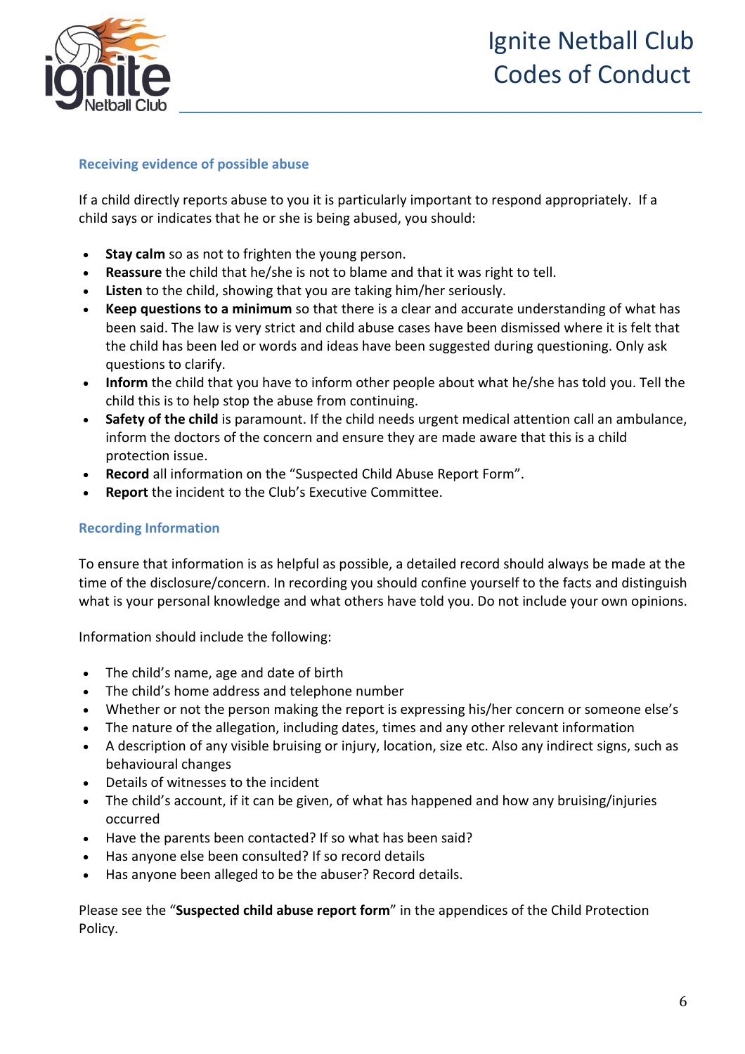### Receiving evidence of possible abuse

If a child directly reports abuse to you it is particularly important to respond appropriately. If a child says or indicates that he or she is being abused, you should:

- **Stay calm** so as not to frighten the young person.
- **Reassure** the child that he/she is not to blame and that it was right to tell.
- **Listen** to the child, showing that you are taking him/her seriously.
- **Keep questions to a minimum** so that there is a clear and accurate understanding of what has been said. The law is very strict and child abuse cases have been dismissed where it is felt that the child has been led or words and ideas have been suggested during questioning. Only ask questions to clarify.
- **Inform** the child that you have to inform other people about what he/she has told you. Tell the child this is to help stop the abuse from continuing.
- **Safety of the child** is paramount. If the child needs urgent medical attention call an ambulance, inform the doctors of the concern and ensure they are made aware that this is a child protection issue.
- **Record** all information on the "Suspected Child Abuse Report Form".
- **Report** the incident to the Club's Executive Committee.

### Recording Information

To ensure that information is as helpful as possible, a detailed record should always be made at the time of the disclosure/concern. In recording you should confine yourself to the facts and distinguish what is your personal knowledge and what others have told you. Do not include your own opinions.

Information should include the following:

- The child's name, age and date of birth
- The child's home address and telephone number
- Whether or not the person making the report is expressing his/her concern or someone else's
- The nature of the allegation, including dates, times and any other relevant information
- A description of any visible bruising or injury, location, size etc. Also any indirect signs, such as behavioural changes
- Details of witnesses to the incident
- The child's account, if it can be given, of what has happened and how any bruising/injuries occurred
- Have the parents been contacted? If so what has been said?
- Has anyone else been consulted? If so record details
- Has anyone been alleged to be the abuser? Record details.

Please see the "**Suspected child abuse report form**" in the appendices of the Child Protection Policy.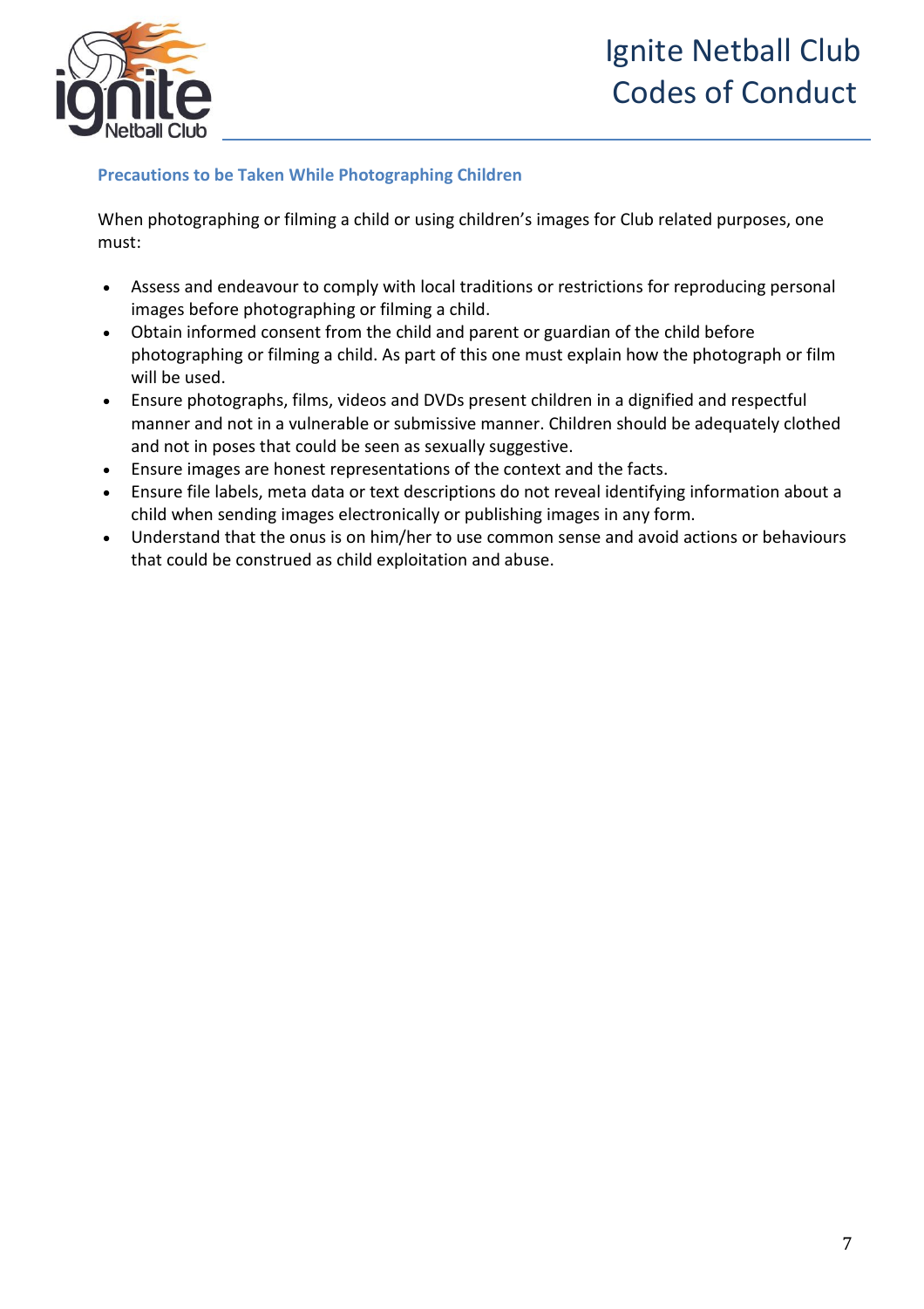### Precautions to be Taken While Photographing Children

When photographing or filming a child or using children's images for Club related purposes, one must:

- Assess and endeavour to comply with local traditions or restrictions for reproducing personal images before photographing or filming a child.
- Obtain informed consent from the child and parent or guardian of the child before photographing or filming a child. As part of this one must explain how the photograph or film will be used.
- Ensure photographs, films, videos and DVDs present children in a dignified and respectful manner and not in a vulnerable or submissive manner. Children should be adequately clothed and not in poses that could be seen as sexually suggestive.
- Ensure images are honest representations of the context and the facts.
- Ensure file labels, meta data or text descriptions do not reveal identifying information about a child when sending images electronically or publishing images in any form.
- Understand that the onus is on him/her to use common sense and avoid actions or behaviours that could be construed as child exploitation and abuse.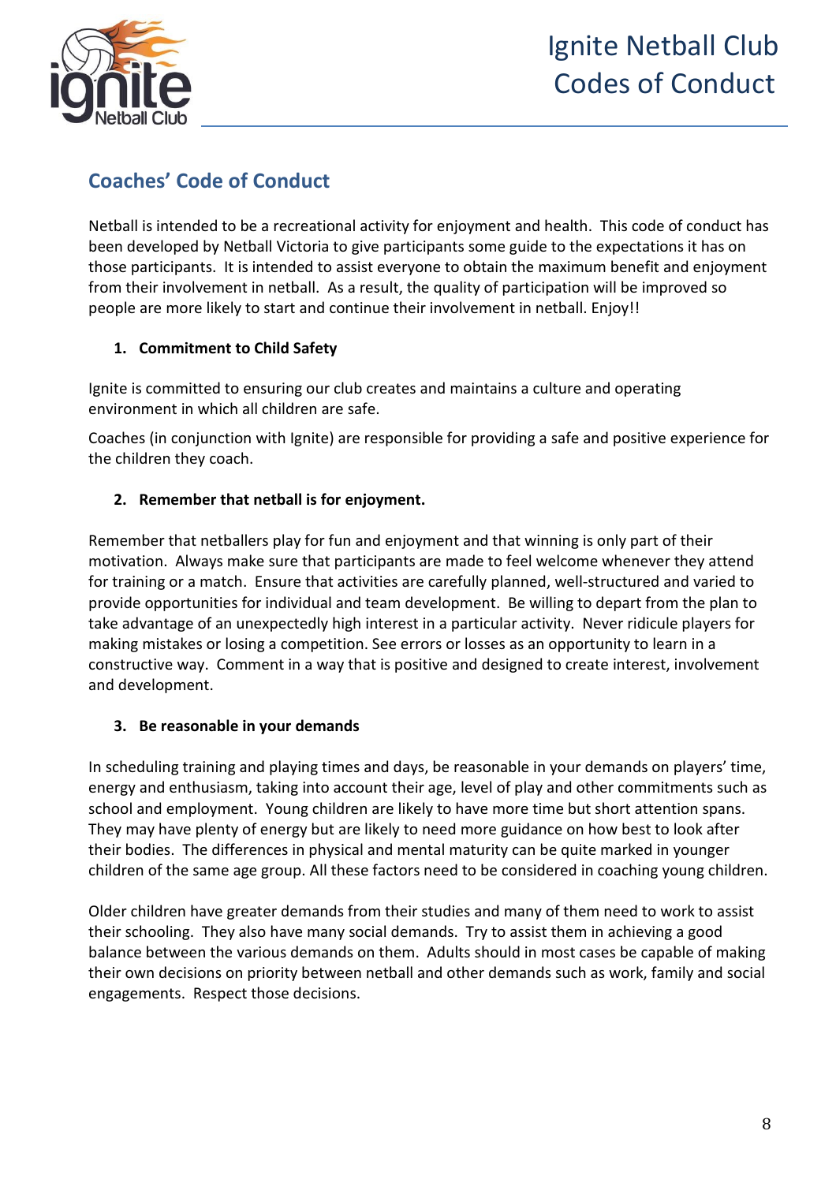## Coaches' Code of Conduct

Netball is intended to be a recreational activity for enjoyment and health. This code of conduct has been developed by Netball Victoria to give participants some guide to the expectations it has on those participants. It is intended to assist everyone to obtain the maximum benefit and enjoyment from their involvement in netball. As a result, the quality of participation will be improved so people are more likely to start and continue their involvement in netball. Enjoy!!

1. **Commitment to Child Safety**

Ignite is committed to ensuring our club creates and maintains a culture and operating environment in which all children are safe.

Coaches (in conjunction with Ignite) are responsible for providing a safe and positive experience for the children they coach.

2. **Remember that netball is for enjoyment.**

Remember that netballers play for fun and enjoyment and that winning is only part of their motivation. Always make sure that participants are made to feel welcome whenever they attend for training or a match. Ensure that activities are carefully planned, well-structured and varied to provide opportunities for individual and team development. Be willing to depart from the plan to take advantage of an unexpectedly high interest in a particular activity. Never ridicule players for making mistakes or losing a competition. See errors or losses as an opportunity to learn in a constructive way. Comment in a way that is positive and designed to create interest, involvement and development.

3. **Be reasonable in your demands**

In scheduling training and playing times and days, be reasonable in your demands on players' time, energy and enthusiasm, taking into account their age, level of play and other commitments such as school and employment. Young children are likely to have more time but short attention spans. They may have plenty of energy but are likely to need more guidance on how best to look after their bodies. The differences in physical and mental maturity can be quite marked in younger children of the same age group. All these factors need to be considered in coaching young children.

Older children have greater demands from their studies and many of them need to work to assist their schooling. They also have many social demands. Try to assist them in achieving a good balance between the various demands on them. Adults should in most cases be capable of making their own decisions on priority between netball and other demands such as work, family and social engagements. Respect those decisions.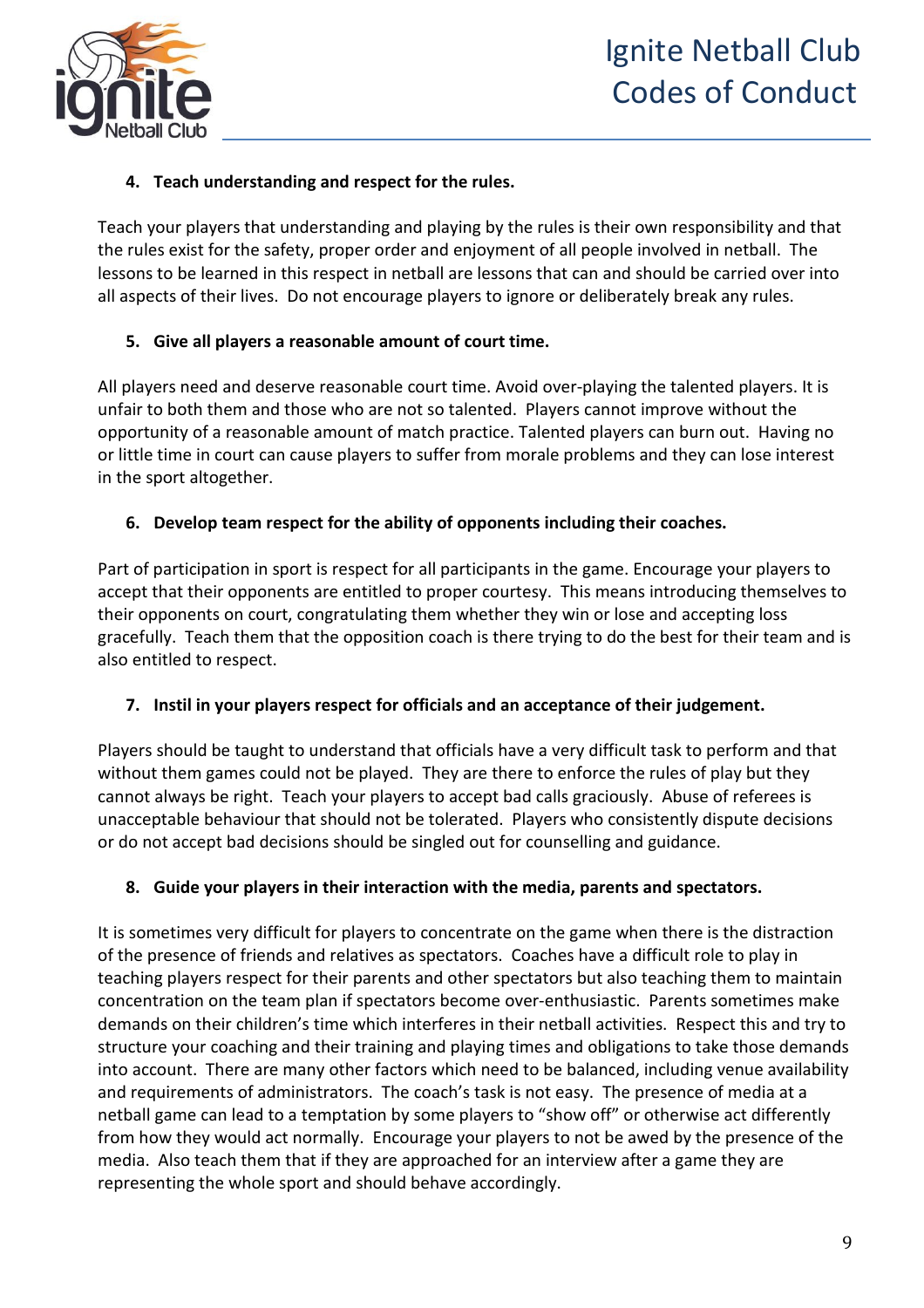**4. Teach understanding and respect for the rules.**

Teach your players that understanding and playing by the rules is their own responsibility and that the rules exist for the safety, proper order and enjoyment of all people involved in netball. The lessons to be learned in this respect in netball are lessons that can and should be carried over into all aspects of their lives. Do not encourage players to ignore or deliberately break any rules.

**5. Give all players a reasonable amount of court time.**

All players need and deserve reasonable court time. Avoid over-playing the talented players. It is unfair to both them and those who are not so talented. Players cannot improve without the opportunity of a reasonable amount of match practice. Talented players can burn out. Having no or little time in court can cause players to suffer from morale problems and they can lose interest in the sport altogether.

**6. Develop team respect for the ability of opponents including their coaches.**

Part of participation in sport is respect for all participants in the game. Encourage your players to accept that their opponents are entitled to proper courtesy. This means introducing themselves to their opponents on court, congratulating them whether they win or lose and accepting loss gracefully. Teach them that the opposition coach is there trying to do the best for their team and is also entitled to respect.

**7. Instil in your players respect for officials and an acceptance of their judgement.**

Players should be taught to understand that officials have a very difficult task to perform and that without them games could not be played. They are there to enforce the rules of play but they cannot always be right. Teach your players to accept bad calls graciously. Abuse of referees is unacceptable behaviour that should not be tolerated. Players who consistently dispute decisions or do not accept bad decisions should be singled out for counselling and guidance.

**8. Guide your players in their interaction with the media, parents and spectators.**

It is sometimes very difficult for players to concentrate on the game when there is the distraction of the presence of friends and relatives as spectators. Coaches have a difficult role to play in teaching players respect for their parents and other spectators but also teaching them to maintain concentration on the team plan if spectators become over-enthusiastic. Parents sometimes make demands on their children's time which interferes in their netball activities. Respect this and try to structure your coaching and their training and playing times and obligations to take those demands into account. There are many other factors which need to be balanced, including venue availability and requirements of administrators. The coach's task is not easy. The presence of media at a netball game can lead to a temptation by some players to "show off" or otherwise act differently from how they would act normally. Encourage your players to not be awed by the presence of the media. Also teach them that if they are approached for an interview after a game they are representing the whole sport and should behave accordingly.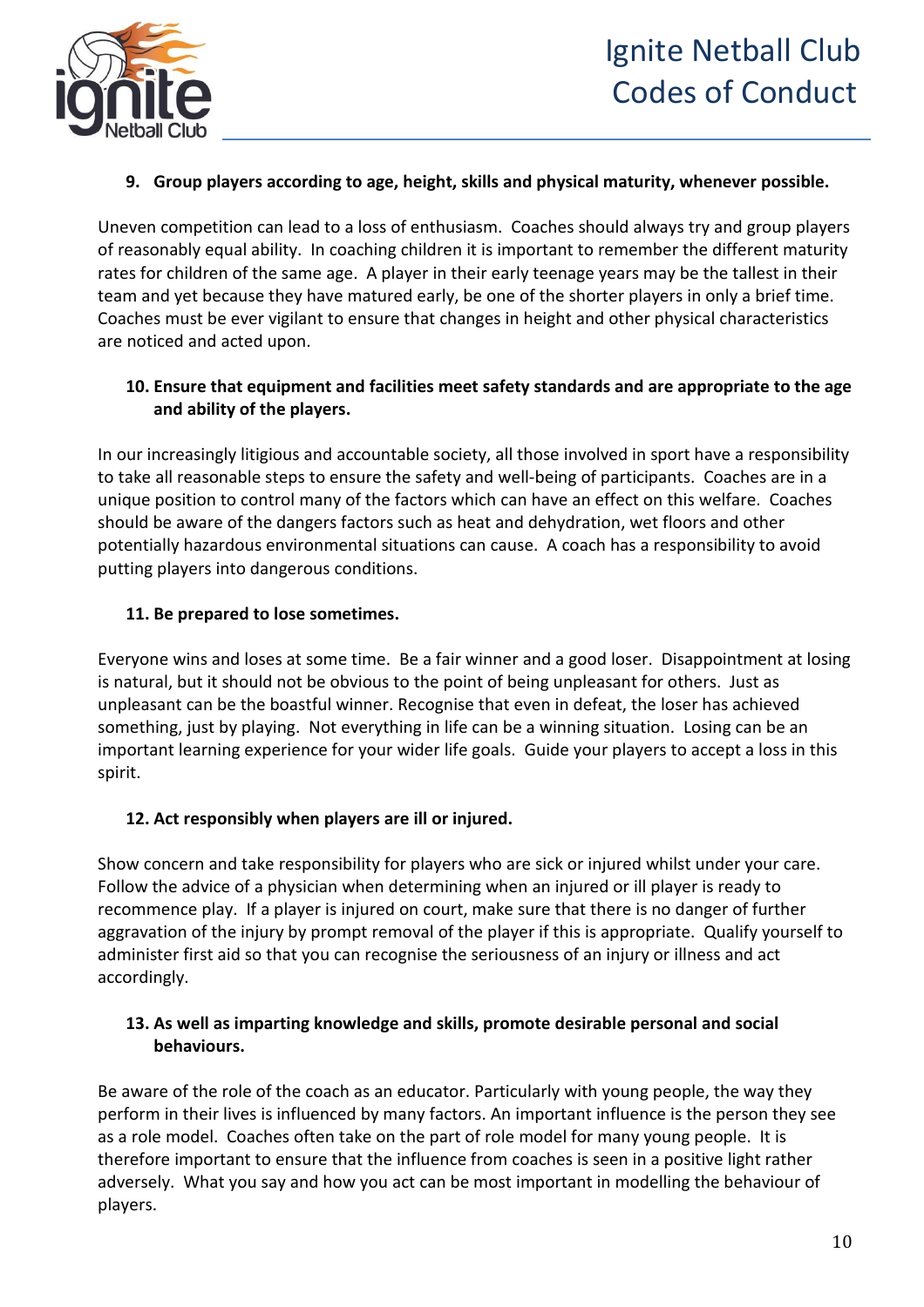**9. Group players according to age, height, skills and physical maturity, whenever possible.**

Uneven competition can lead to a loss of enthusiasm. Coaches should always try and group players of reasonably equal ability. In coaching children it is important to remember the different maturity rates for children of the same age. A player in their early teenage years may be the tallest in their team and yet because they have matured early, be one of the shorter players in only a brief time. Coaches must be ever vigilant to ensure that changes in height and other physical characteristics are noticed and acted upon.

**10. Ensure that equipment and facilities meet safety standards and are appropriate to the age and ability of the players.**

In our increasingly litigious and accountable society, all those involved in sport have a responsibility to take all reasonable steps to ensure the safety and well-being of participants. Coaches are in a unique position to control many of the factors which can have an effect on this welfare. Coaches should be aware of the dangers factors such as heat and dehydration, wet floors and other potentially hazardous environmental situations can cause. A coach has a responsibility to avoid putting players into dangerous conditions.

**11. Be prepared to lose sometimes.**

Everyone wins and loses at some time. Be a fair winner and a good loser. Disappointment at losing is natural, but it should not be obvious to the point of being unpleasant for others. Just as unpleasant can be the boastful winner. Recognise that even in defeat, the loser has achieved something, just by playing. Not everything in life can be a winning situation. Losing can be an important learning experience for your wider life goals. Guide your players to accept a loss in this spirit.

**12. Act responsibly when players are ill or injured.**

Show concern and take responsibility for players who are sick or injured whilst under your care. Follow the advice of a physician when determining when an injured or ill player is ready to recommence play. If a player is injured on court, make sure that there is no danger of further aggravation of the injury by prompt removal of the player if this is appropriate. Qualify yourself to administer first aid so that you can recognise the seriousness of an injury or illness and act accordingly.

**13. As well as imparting knowledge and skills, promote desirable personal and social behaviours.**

Be aware of the role of the coach as an educator. Particularly with young people, the way they perform in their lives is influenced by many factors. An important influence is the person they see as a role model. Coaches often take on the part of role model for many young people. It is therefore important to ensure that the influence from coaches is seen in a positive light rather adversely. What you say and how you act can be most important in modelling the behaviour of players.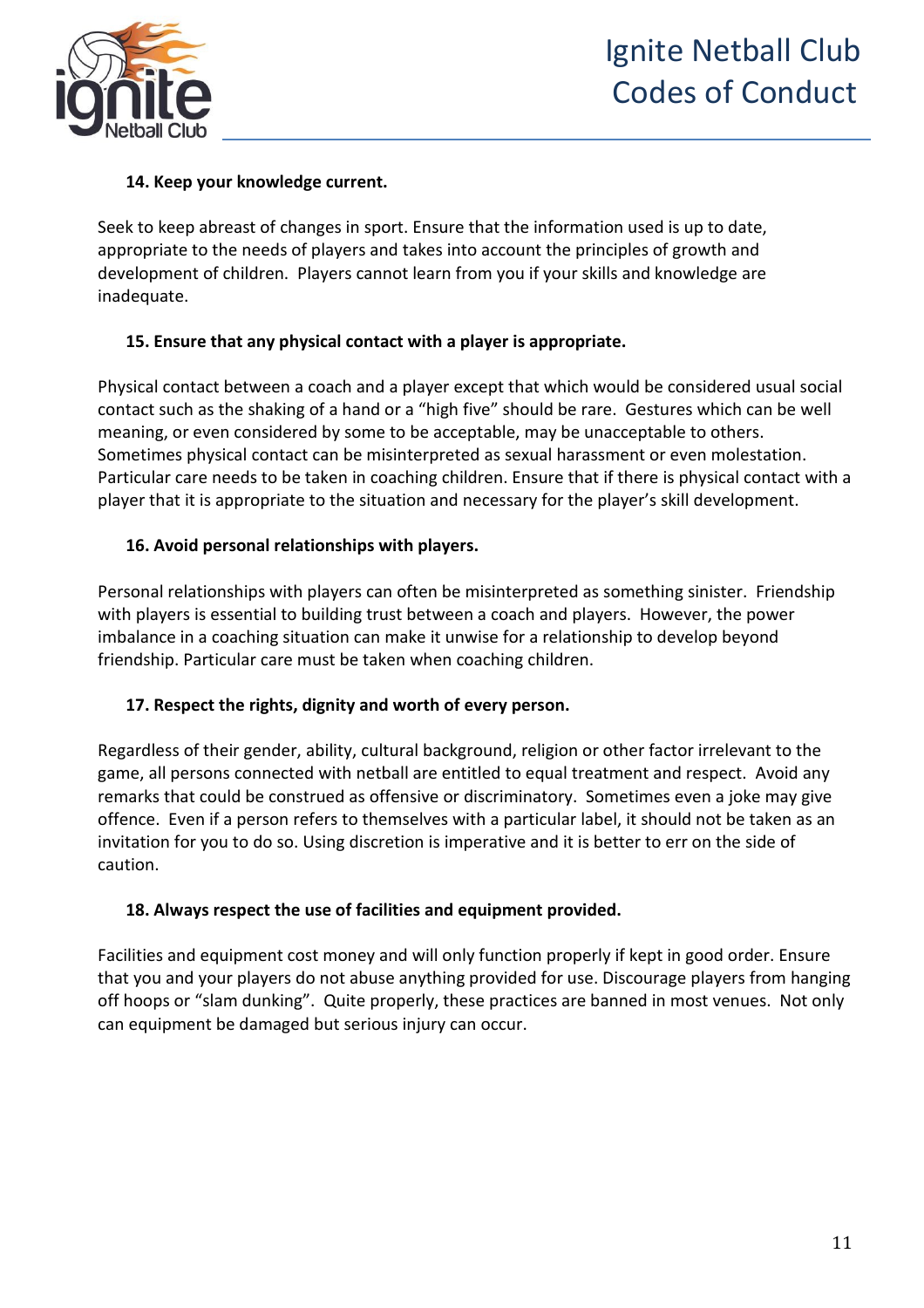**14. Keep your knowledge current.**

Seek to keep abreast of changes in sport. Ensure that the information used is up to date, appropriate to the needs of players and takes into account the principles of growth and development of children. Players cannot learn from you if your skills and knowledge are inadequate.

**15. Ensure that any physical contact with a player is appropriate.**

Physical contact between a coach and a player except that which would be considered usual social contact such as the shaking of a hand or a "high five" should be rare. Gestures which can be well meaning, or even considered by some to be acceptable, may be unacceptable to others. Sometimes physical contact can be misinterpreted as sexual harassment or even molestation. Particular care needs to be taken in coaching children. Ensure that if there is physical contact with a player that it is appropriate to the situation and necessary for the player's skill development.

**16. Avoid personal relationships with players.**

Personal relationships with players can often be misinterpreted as something sinister. Friendship with players is essential to building trust between a coach and players. However, the power imbalance in a coaching situation can make it unwise for a relationship to develop beyond friendship. Particular care must be taken when coaching children.

**17. Respect the rights, dignity and worth of every person.**

Regardless of their gender, ability, cultural background, religion or other factor irrelevant to the game, all persons connected with netball are entitled to equal treatment and respect. Avoid any remarks that could be construed as offensive or discriminatory. Sometimes even a joke may give offence. Even if a person refers to themselves with a particular label, it should not be taken as an invitation for you to do so. Using discretion is imperative and it is better to err on the side of caution.

**18. Always respect the use of facilities and equipment provided.**

Facilities and equipment cost money and will only function properly if kept in good order. Ensure that you and your players do not abuse anything provided for use. Discourage players from hanging off hoops or "slam dunking". Quite properly, these practices are banned in most venues. Not only can equipment be damaged but serious injury can occur.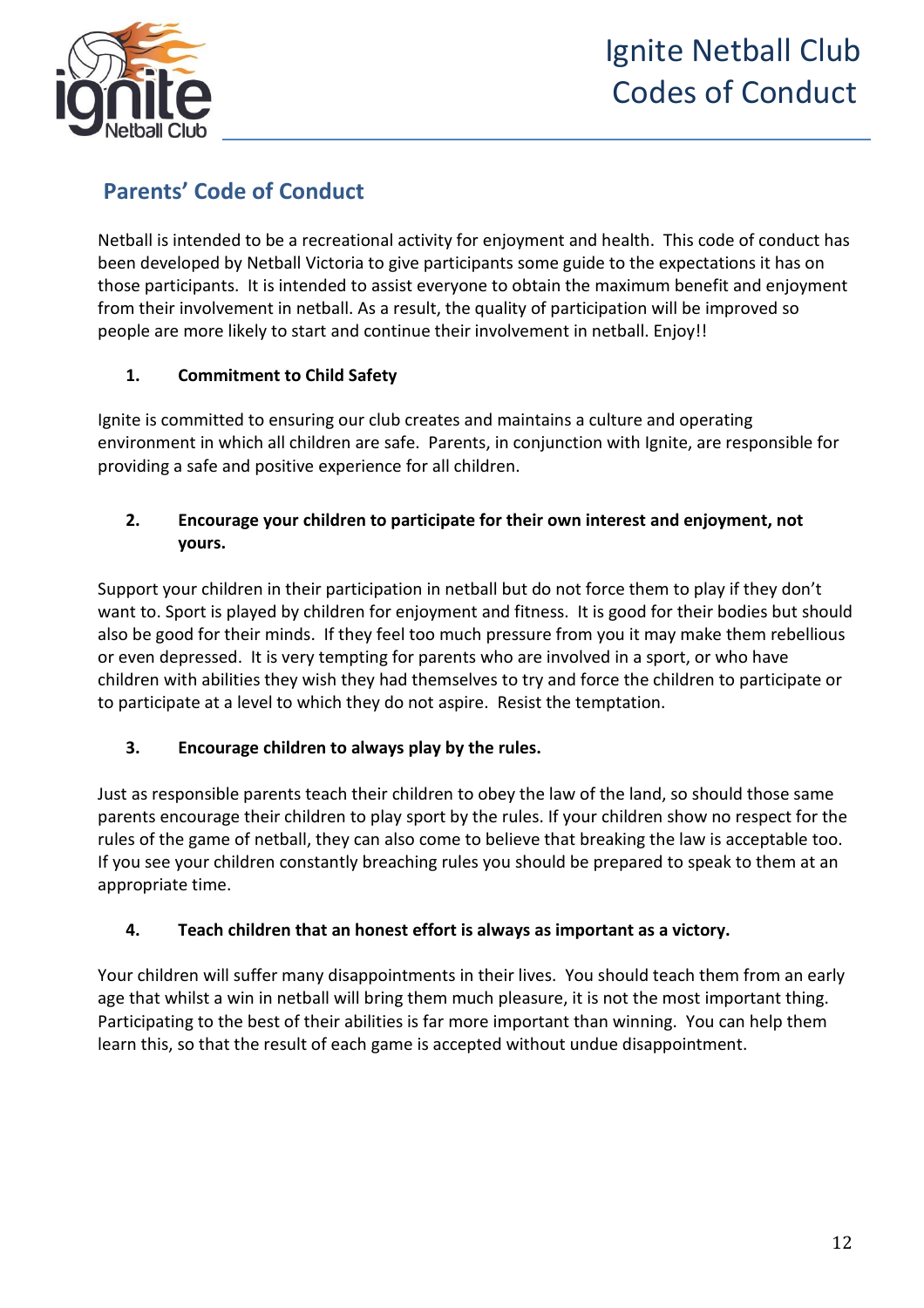## Parents' Code of Conduct

Netball is intended to be a recreational activity for enjoyment and health. This code of conduct has been developed by Netball Victoria to give participants some guide to the expectations it has on those participants. It is intended to assist everyone to obtain the maximum benefit and enjoyment from their involvement in netball. As a result, the quality of participation will be improved so people are more likely to start and continue their involvement in netball. Enjoy!!

### 1. Commitment to Child Safety

Ignite is committed to ensuring our club creates and maintains a culture and operating environment in which all children are safe. Parents, in conjunction with Ignite, are responsible for providing a safe and positive experience for all children.

### 2. Encourage your children to participate for their own interest and enjoyment, not yours.

Support your children in their participation in netball but do not force them to play if they don't want to. Sport is played by children for enjoyment and fitness. It is good for their bodies but should also be good for their minds. If they feel too much pressure from you it may make them rebellious or even depressed. It is very tempting for parents who are involved in a sport, or who have children with abilities they wish they had themselves to try and force the children to participate or to participate at a level to which they do not aspire. Resist the temptation.

### 3. Encourage children to always play by the rules.

Just as responsible parents teach their children to obey the law of the land, so should those same parents encourage their children to play sport by the rules. If your children show no respect for the rules of the game of netball, they can also come to believe that breaking the law is acceptable too. If you see your children constantly breaching rules you should be prepared to speak to them at an appropriate time.

### 4. Teach children that an honest effort is always as important as a victory.

Your children will suffer many disappointments in their lives. You should teach them from an early age that whilst a win in netball will bring them much pleasure, it is not the most important thing. Participating to the best of their abilities is far more important than winning. You can help them learn this, so that the result of each game is accepted without undue disappointment.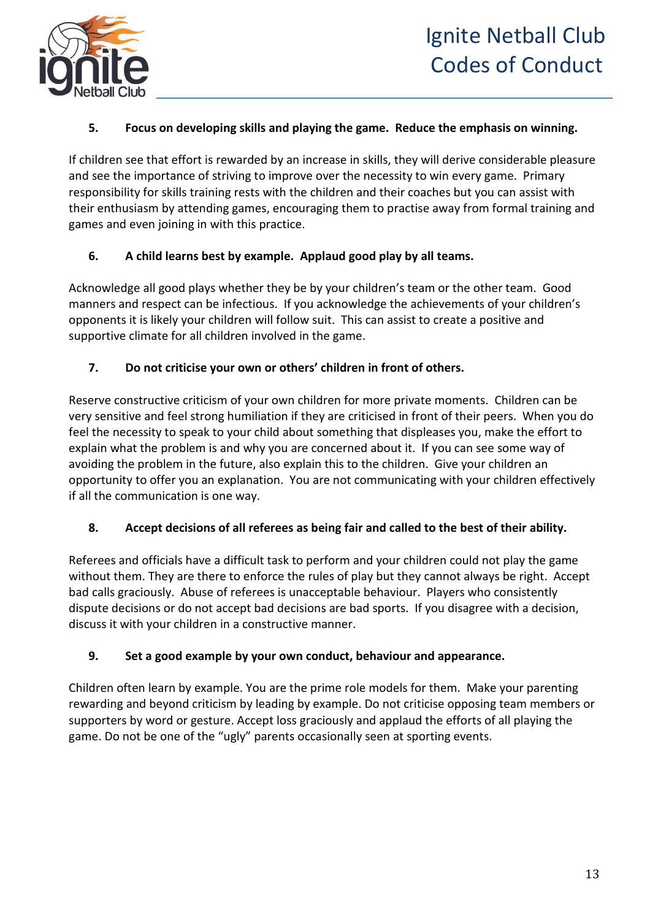**5. Focus on developing skills and playing the game. Reduce the emphasis on winning.**

If children see that effort is rewarded by an increase in skills, they will derive considerable pleasure and see the importance of striving to improve over the necessity to win every game. Primary responsibility for skills training rests with the children and their coaches but you can assist with their enthusiasm by attending games, encouraging them to practise away from formal training and games and even joining in with this practice.

**6. A child learns best by example. Applaud good play by all teams.**

Acknowledge all good plays whether they be by your children's team or the other team. Good manners and respect can be infectious. If you acknowledge the achievements of your children's opponents it is likely your children will follow suit. This can assist to create a positive and supportive climate for all children involved in the game.

**7. Do not criticise your own or others' children in front of others.**

Reserve constructive criticism of your own children for more private moments. Children can be very sensitive and feel strong humiliation if they are criticised in front of their peers. When you do feel the necessity to speak to your child about something that displeases you, make the effort to explain what the problem is and why you are concerned about it. If you can see some way of avoiding the problem in the future, also explain this to the children. Give your children an opportunity to offer you an explanation. You are not communicating with your children effectively if all the communication is one way.

**8. Accept decisions of all referees as being fair and called to the best of their ability.**

Referees and officials have a difficult task to perform and your children could not play the game without them. They are there to enforce the rules of play but they cannot always be right. Accept bad calls graciously. Abuse of referees is unacceptable behaviour. Players who consistently dispute decisions or do not accept bad decisions are bad sports. If you disagree with a decision, discuss it with your children in a constructive manner.

**9. Set a good example by your own conduct, behaviour and appearance.**

Children often learn by example. You are the prime role models for them. Make your parenting rewarding and beyond criticism by leading by example. Do not criticise opposing team members or supporters by word or gesture. Accept loss graciously and applaud the efforts of all playing the game. Do not be one of the "ugly" parents occasionally seen at sporting events.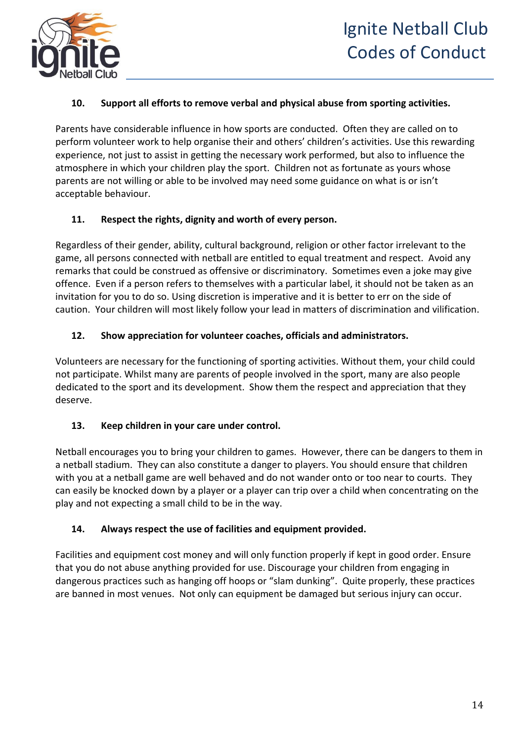**10. Support all efforts to remove verbal and physical abuse from sporting activities.**

Parents have considerable influence in how sports are conducted. Often they are called on to perform volunteer work to help organise their and others' children's activities. Use this rewarding experience, not just to assist in getting the necessary work performed, but also to influence the atmosphere in which your children play the sport. Children not as fortunate as yours whose parents are not willing or able to be involved may need some guidance on what is or isn't acceptable behaviour.

**11. Respect the rights, dignity and worth of every person.**

Regardless of their gender, ability, cultural background, religion or other factor irrelevant to the game, all persons connected with netball are entitled to equal treatment and respect. Avoid any remarks that could be construed as offensive or discriminatory. Sometimes even a joke may give offence. Even if a person refers to themselves with a particular label, it should not be taken as an invitation for you to do so. Using discretion is imperative and it is better to err on the side of caution. Your children will most likely follow your lead in matters of discrimination and vilification.

**12. Show appreciation for volunteer coaches, officials and administrators.**

Volunteers are necessary for the functioning of sporting activities. Without them, your child could not participate. Whilst many are parents of people involved in the sport, many are also people dedicated to the sport and its development. Show them the respect and appreciation that they deserve.

**13. Keep children in your care under control.**

Netball encourages you to bring your children to games. However, there can be dangers to them in a netball stadium. They can also constitute a danger to players. You should ensure that children with you at a netball game are well behaved and do not wander onto or too near to courts. They can easily be knocked down by a player or a player can trip over a child when concentrating on the play and not expecting a small child to be in the way.

**14. Always respect the use of facilities and equipment provided.**

Facilities and equipment cost money and will only function properly if kept in good order. Ensure that you do not abuse anything provided for use. Discourage your children from engaging in dangerous practices such as hanging off hoops or "slam dunking". Quite properly, these practices are banned in most venues. Not only can equipment be damaged but serious injury can occur.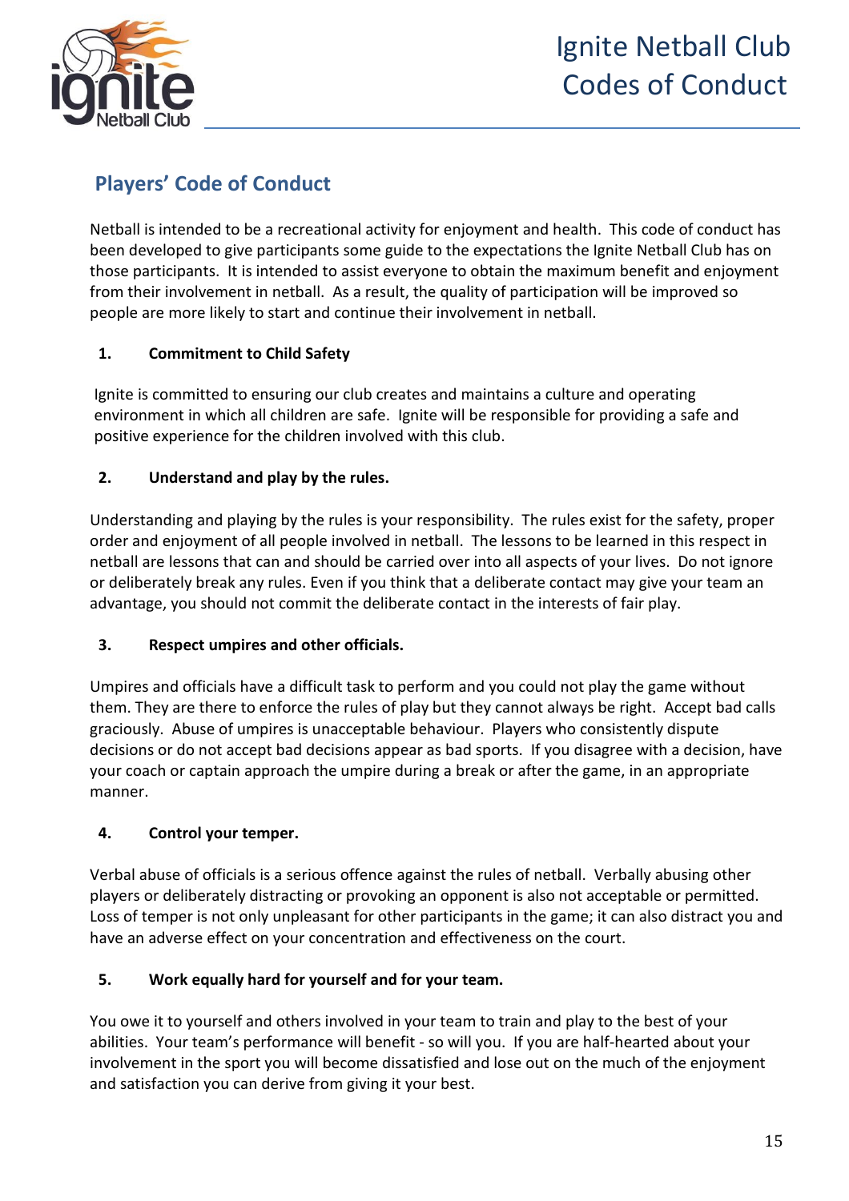## Players' Code of Conduct

Netball is intended to be a recreational activity for enjoyment and health. This code of conduct has been developed to give participants some guide to the expectations the Ignite Netball Club has on those participants. It is intended to assist everyone to obtain the maximum benefit and enjoyment from their involvement in netball. As a result, the quality of participation will be improved so people are more likely to start and continue their involvement in netball.

**1. Commitment to Child Safety**

Ignite is committed to ensuring our club creates and maintains a culture and operating environment in which all children are safe. Ignite will be responsible for providing a safe and positive experience for the children involved with this club.

**2. Understand and play by the rules.**

Understanding and playing by the rules is your responsibility. The rules exist for the safety, proper order and enjoyment of all people involved in netball. The lessons to be learned in this respect in netball are lessons that can and should be carried over into all aspects of your lives. Do not ignore or deliberately break any rules. Even if you think that a deliberate contact may give your team an advantage, you should not commit the deliberate contact in the interests of fair play.

**3. Respect umpires and other officials.**

Umpires and officials have a difficult task to perform and you could not play the game without them. They are there to enforce the rules of play but they cannot always be right. Accept bad calls graciously. Abuse of umpires is unacceptable behaviour. Players who consistently dispute decisions or do not accept bad decisions appear as bad sports. If you disagree with a decision, have your coach or captain approach the umpire during a break or after the game, in an appropriate manner.

**4. Control your temper.**

Verbal abuse of officials is a serious offence against the rules of netball. Verbally abusing other players or deliberately distracting or provoking an opponent is also not acceptable or permitted. Loss of temper is not only unpleasant for other participants in the game; it can also distract you and have an adverse effect on your concentration and effectiveness on the court.

**5. Work equally hard for yourself and for your team.**

You owe it to yourself and others involved in your team to train and play to the best of your abilities. Your team's performance will benefit - so will you. If you are half-hearted about your involvement in the sport you will become dissatisfied and lose out on the much of the enjoyment and satisfaction you can derive from giving it your best.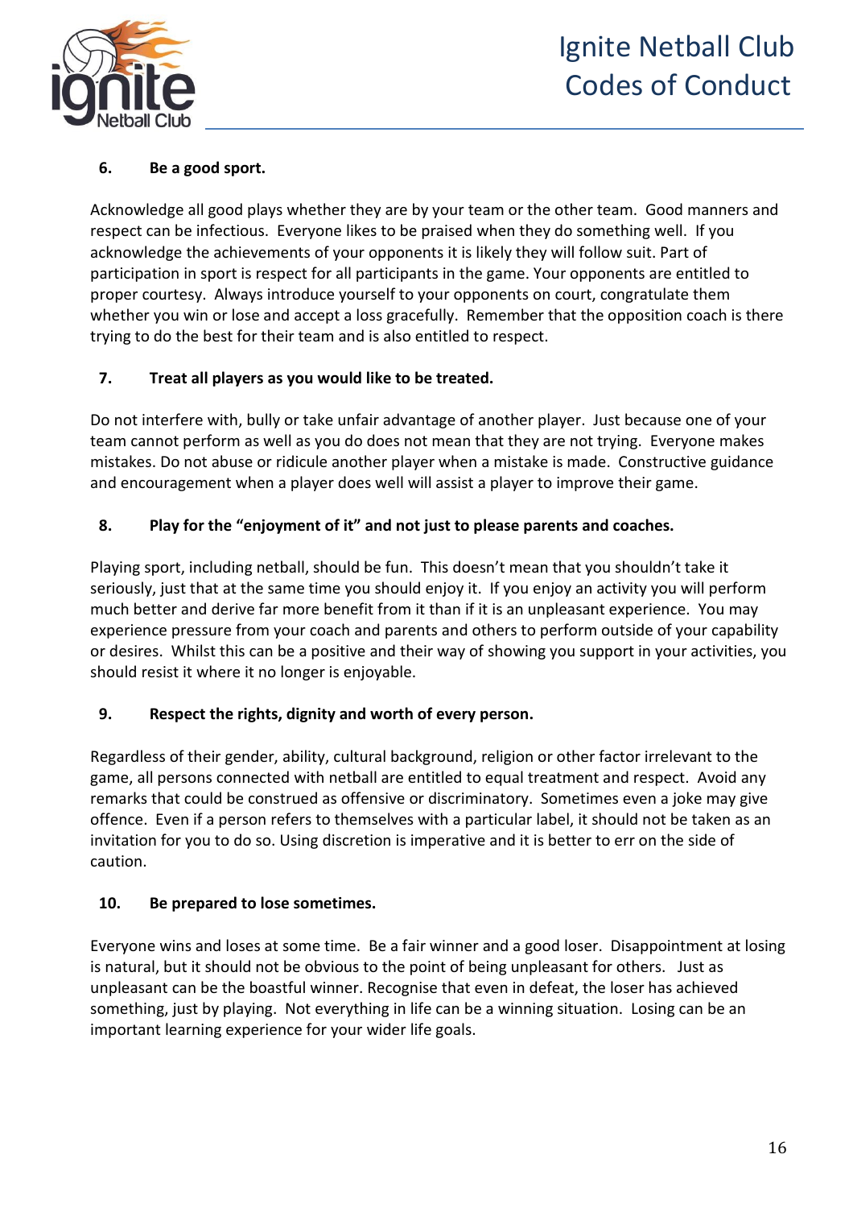### 6. Be a good sport.

Acknowledge all good plays whether they are by your team or the other team. Good manners and respect can be infectious. Everyone likes to be praised when they do something well. If you acknowledge the achievements of your opponents it is likely they will follow suit. Part of participation in sport is respect for all participants in the game. Your opponents are entitled to proper courtesy. Always introduce yourself to your opponents on court, congratulate them whether you win or lose and accept a loss gracefully. Remember that the opposition coach is there trying to do the best for their team and is also entitled to respect.

### 7. Treat all players as you would like to be treated.

Do not interfere with, bully or take unfair advantage of another player. Just because one of your team cannot perform as well as you do does not mean that they are not trying. Everyone makes mistakes. Do not abuse or ridicule another player when a mistake is made. Constructive guidance and encouragement when a player does well will assist a player to improve their game.

### 8. Play for the "enjoyment of it" and not just to please parents and coaches.

Playing sport, including netball, should be fun. This doesn't mean that you shouldn't take it seriously, just that at the same time you should enjoy it. If you enjoy an activity you will perform much better and derive far more benefit from it than if it is an unpleasant experience. You may experience pressure from your coach and parents and others to perform outside of your capability or desires. Whilst this can be a positive and their way of showing you support in your activities, you should resist it where it no longer is enjoyable.

### 9. Respect the rights, dignity and worth of every person.

Regardless of their gender, ability, cultural background, religion or other factor irrelevant to the game, all persons connected with netball are entitled to equal treatment and respect. Avoid any remarks that could be construed as offensive or discriminatory. Sometimes even a joke may give offence. Even if a person refers to themselves with a particular label, it should not be taken as an invitation for you to do so. Using discretion is imperative and it is better to err on the side of caution.

### 10. Be prepared to lose sometimes.

Everyone wins and loses at some time. Be a fair winner and a good loser. Disappointment at losing is natural, but it should not be obvious to the point of being unpleasant for others. Just as unpleasant can be the boastful winner. Recognise that even in defeat, the loser has achieved something, just by playing. Not everything in life can be a winning situation. Losing can be an important learning experience for your wider life goals.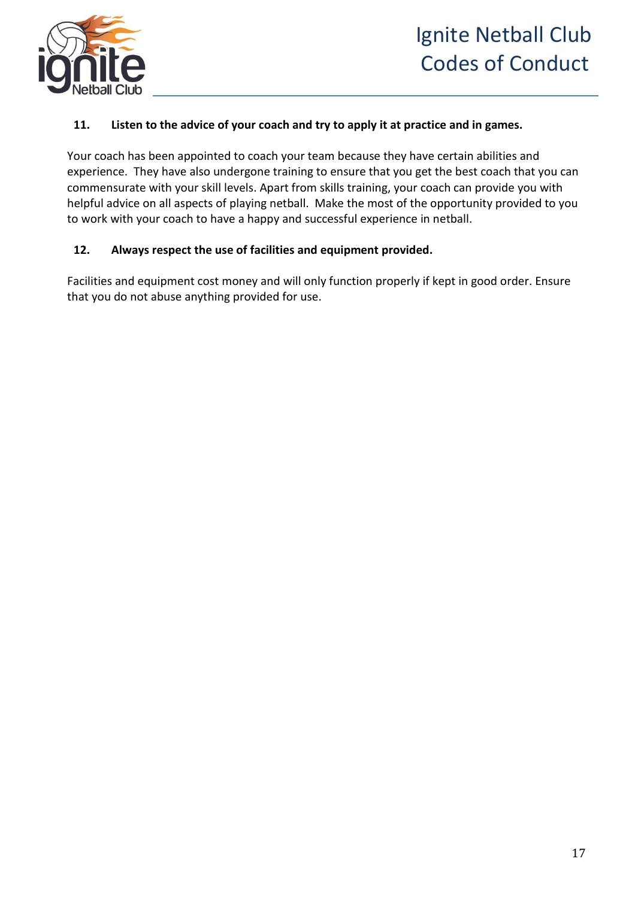**11. Listen to the advice of your coach and try to apply it at practice and in games.**

Your coach has been appointed to coach your team because they have certain abilities and experience. They have also undergone training to ensure that you get the best coach that you can commensurate with your skill levels. Apart from skills training, your coach can provide you with helpful advice on all aspects of playing netball. Make the most of the opportunity provided to you to work with your coach to have a happy and successful experience in netball.

**12. Always respect the use of facilities and equipment provided.**

Facilities and equipment cost money and will only function properly if kept in good order. Ensure that you do not abuse anything provided for use.